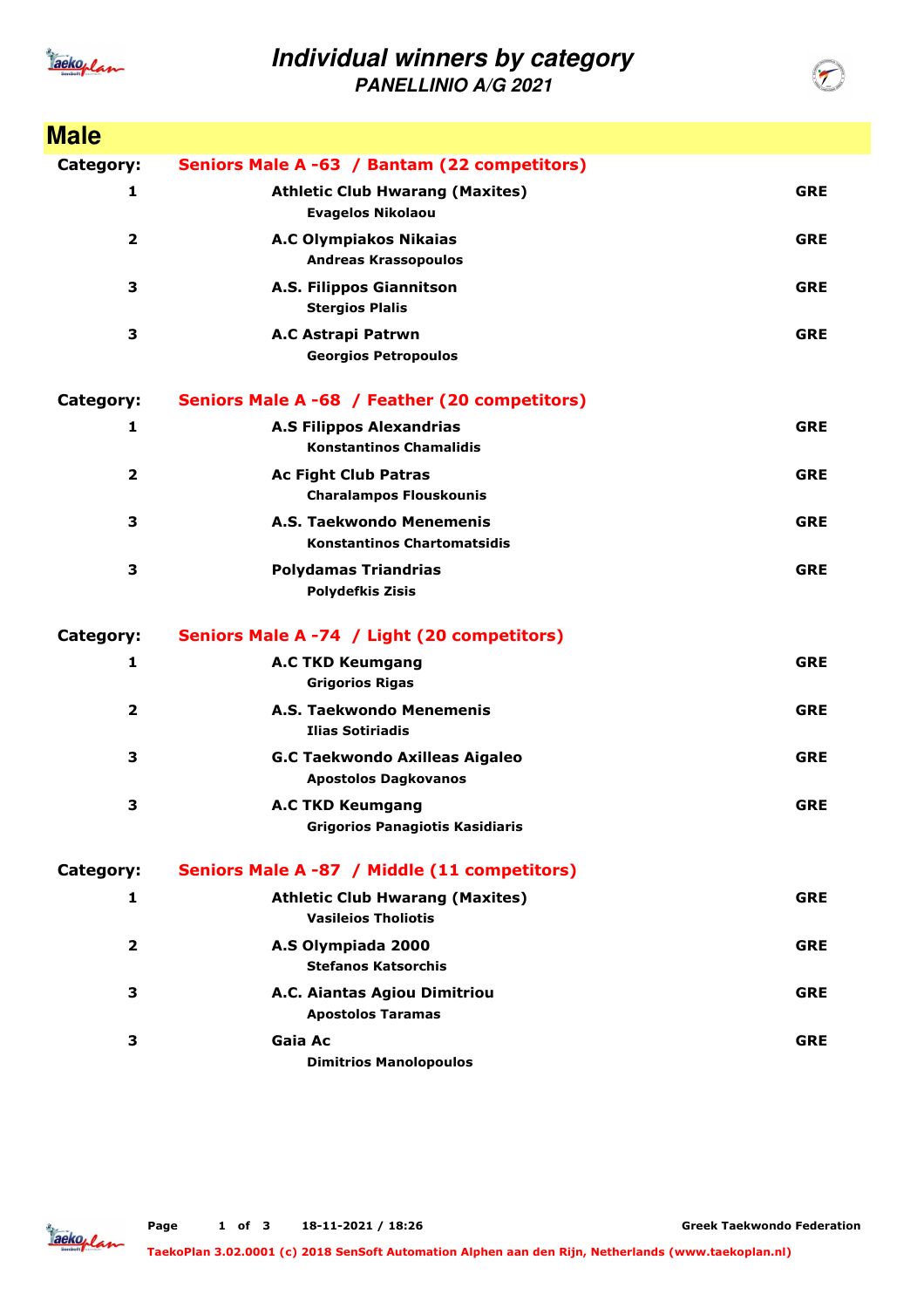# Individual winners by category

## PANELLINIO A/G 2021

## Male

**Category:** Seniors Male A -63 / Bantam (22 competitors)

| | | |
|---|---|---|
| 1 | **Athletic Club Hwarang (Maxites)**<br>Evagelos Nikolaou | GRE |
| 2 | **A.C Olympiakos Nikaias**<br>Andreas Krassopoulos | GRE |
| 3 | **A.S. Filippos Giannitson**<br>Stergios Plalis | GRE |
| 3 | **A.C Astrapi Patrwn**<br>Georgios Petropoulos | GRE |

**Category:** Seniors Male A -68 / Feather (20 competitors)

| | | |
|---|---|---|
| 1 | **A.S Filippos Alexandrias**<br>Konstantinos Chamalidis | GRE |
| 2 | **Ac Fight Club Patras**<br>Charalampos Flouskounis | GRE |
| 3 | **A.S. Taekwondo Menemenis**<br>Konstantinos Chartomatsidis | GRE |
| 3 | **Polydamas Triandrias**<br>Polydefkis Zisis | GRE |

**Category:** Seniors Male A -74 / Light (20 competitors)

| | | |
|---|---|---|
| 1 | **A.C TKD Keumgang**<br>Grigorios Rigas | GRE |
| 2 | **A.S. Taekwondo Menemenis**<br>Ilias Sotiriadis | GRE |
| 3 | **G.C Taekwondo Axilleas Aigaleo**<br>Apostolos Dagkovanos | GRE |
| 3 | **A.C TKD Keumgang**<br>Grigorios Panagiotis Kasidiaris | GRE |

**Category:** Seniors Male A -87 / Middle (11 competitors)

| | | |
|---|---|---|
| 1 | **Athletic Club Hwarang (Maxites)**<br>Vasileios Tholiotis | GRE |
| 2 | **A.S Olympiada 2000**<br>Stefanos Katsorchis | GRE |
| 3 | **A.C. Aiantas Agiou Dimitriou**<br>Apostolos Taramas | GRE |
| 3 | **Gaia Ac**<br>Dimitrios Manolopoulos | GRE |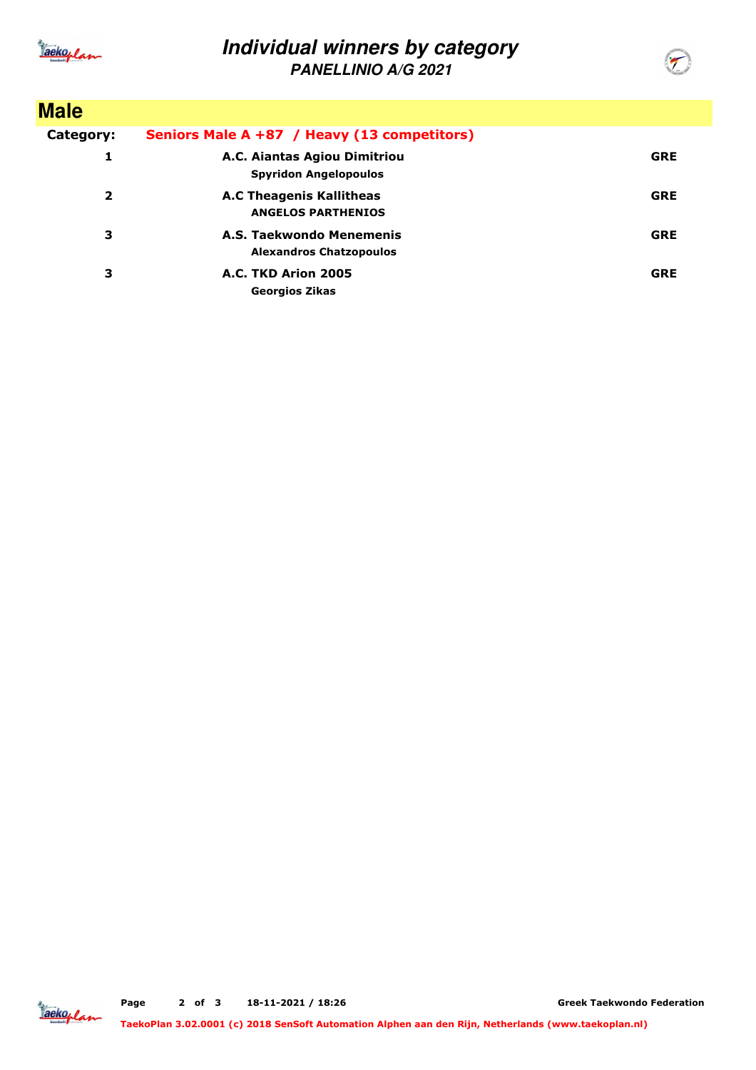# Individual winners by category

## PANELLINIO A/G 2021

## Male

**Category:** **Seniors Male A +87 / Heavy (13 competitors)**

| | | |
|---|---|---|
| **1** | **A.C. Aiantas Agiou Dimitriou**<br>**Spyridon Angelopoulos** | **GRE** |
| **2** | **A.C Theagenis Kallitheas**<br>**ANGELOS PARTHENIOS** | **GRE** |
| **3** | **A.S. Taekwondo Menemenis**<br>**Alexandros Chatzopoulos** | **GRE** |
| **3** | **A.C. TKD Arion 2005**<br>**Georgios Zikas** | **GRE** |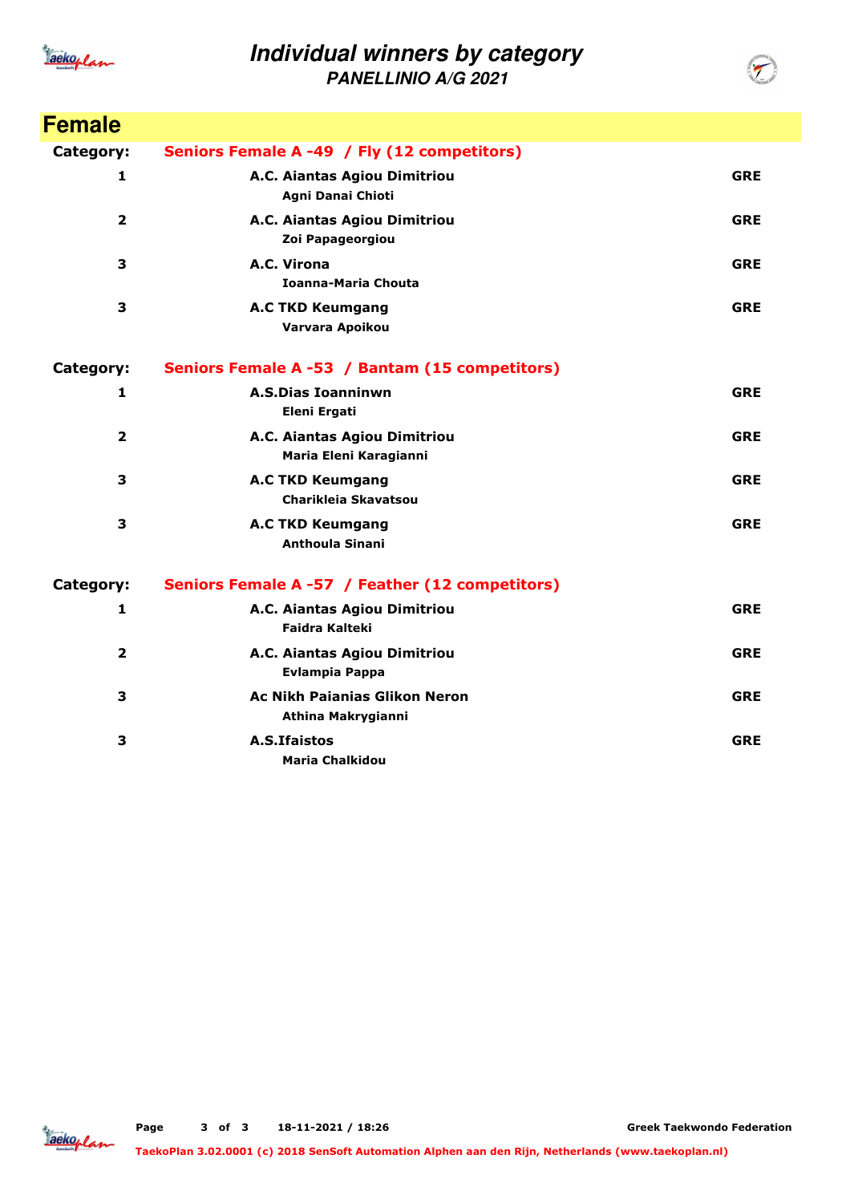# Individual winners by category

## PANELLINIO A/G 2021

## Female

**Category:** Seniors Female A -49 / Fly (12 competitors)

| | | |
|---|---|---|
| 1 | **A.C. Aiantas Agiou Dimitriou**<br>Agni Danai Chioti | GRE |
| 2 | **A.C. Aiantas Agiou Dimitriou**<br>Zoi Papageorgiou | GRE |
| 3 | **A.C. Virona**<br>Ioanna-Maria Chouta | GRE |
| 3 | **A.C TKD Keumgang**<br>Varvara Apoikou | GRE |

**Category:** Seniors Female A -53 / Bantam (15 competitors)

| | | |
|---|---|---|
| 1 | **A.S.Dias Ioanninwn**<br>Eleni Ergati | GRE |
| 2 | **A.C. Aiantas Agiou Dimitriou**<br>Maria Eleni Karagianni | GRE |
| 3 | **A.C TKD Keumgang**<br>Charikleia Skavatsou | GRE |
| 3 | **A.C TKD Keumgang**<br>Anthoula Sinani | GRE |

**Category:** Seniors Female A -57 / Feather (12 competitors)

| | | |
|---|---|---|
| 1 | **A.C. Aiantas Agiou Dimitriou**<br>Faidra Kalteki | GRE |
| 2 | **A.C. Aiantas Agiou Dimitriou**<br>Evlampia Pappa | GRE |
| 3 | **Ac Nikh Paianias Glikon Neron**<br>Athina Makrygianni | GRE |
| 3 | **A.S.Ifaistos**<br>Maria Chalkidou | GRE |